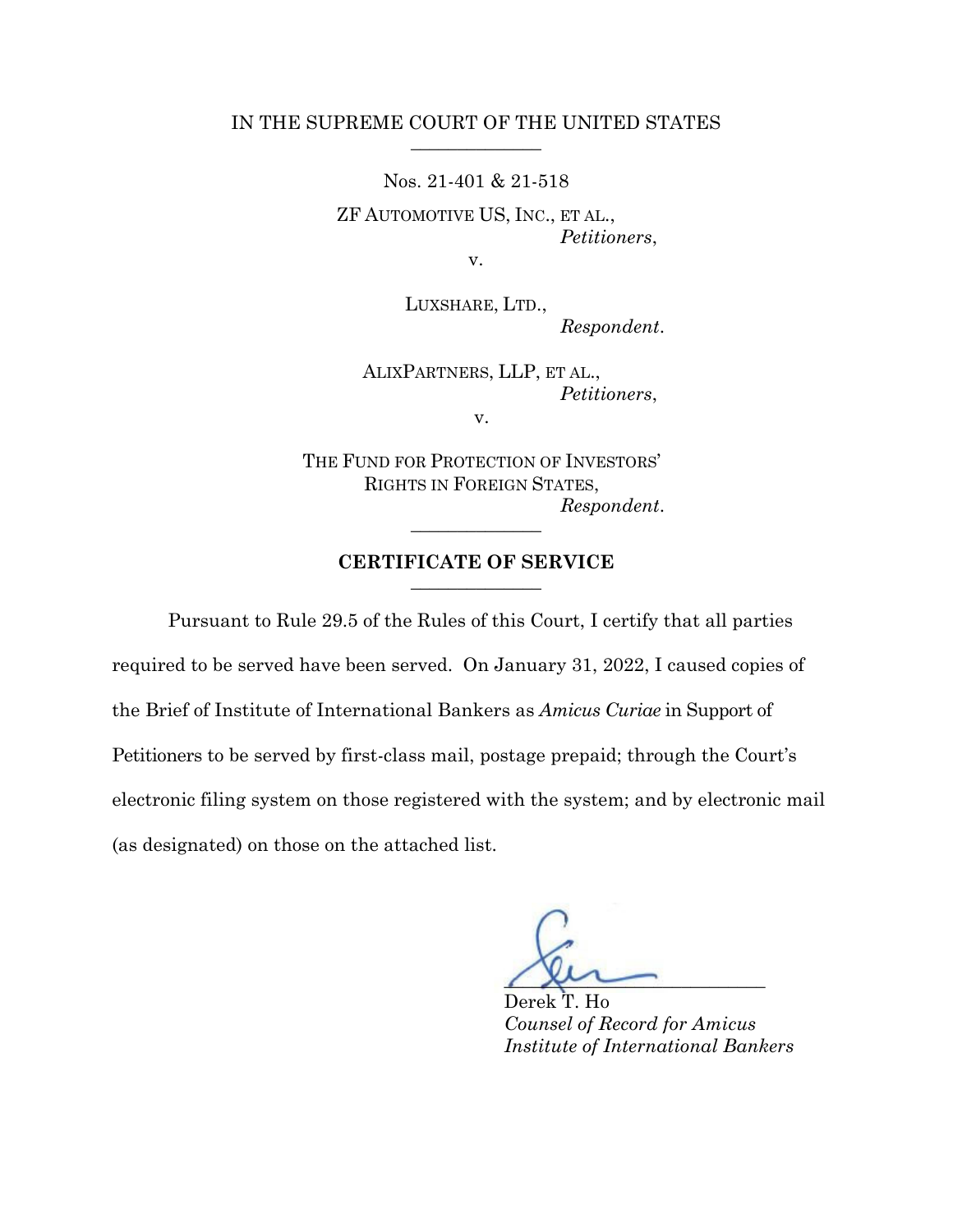IN THE SUPREME COURT OF THE UNITED STATES

---

Nos. 21-401 & 21-518

ZF AUTOMOTIVE US, INC., ET AL.,
*Petitioners*,

v.

LUXSHARE, LTD.,
*Respondent*.

ALIXPARTNERS, LLP, ET AL.,
*Petitioners*,

v.

THE FUND FOR PROTECTION OF INVESTORS' RIGHTS IN FOREIGN STATES,
*Respondent*.

---

## CERTIFICATE OF SERVICE

---

Pursuant to Rule 29.5 of the Rules of this Court, I certify that all parties required to be served have been served. On January 31, 2022, I caused copies of the Brief of Institute of International Bankers as *Amicus Curiae* in Support of Petitioners to be served by first-class mail, postage prepaid; through the Court's electronic filing system on those registered with the system; and by electronic mail (as designated) on those on the attached list.

Derek T. Ho
*Counsel of Record for Amicus*
*Institute of International Bankers*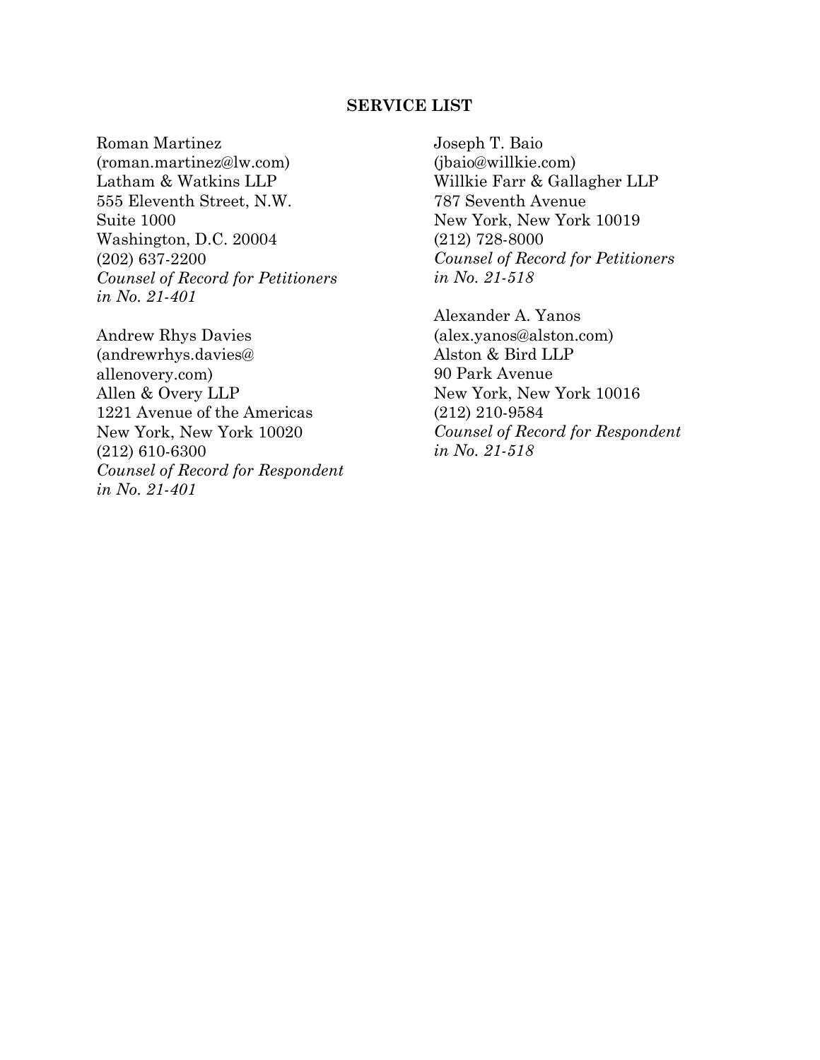**SERVICE LIST**

Roman Martinez
(roman.martinez@lw.com)
Latham & Watkins LLP
555 Eleventh Street, N.W.
Suite 1000
Washington, D.C. 20004
(202) 637-2200
*Counsel of Record for Petitioners in No. 21-401*

Andrew Rhys Davies
(andrewrhys.davies@allenovery.com)
Allen & Overy LLP
1221 Avenue of the Americas
New York, New York 10020
(212) 610-6300
*Counsel of Record for Respondent in No. 21-401*

Joseph T. Baio
(jbaio@willkie.com)
Willkie Farr & Gallagher LLP
787 Seventh Avenue
New York, New York 10019
(212) 728-8000
*Counsel of Record for Petitioners in No. 21-518*

Alexander A. Yanos
(alex.yanos@alston.com)
Alston & Bird LLP
90 Park Avenue
New York, New York 10016
(212) 210-9584
*Counsel of Record for Respondent in No. 21-518*